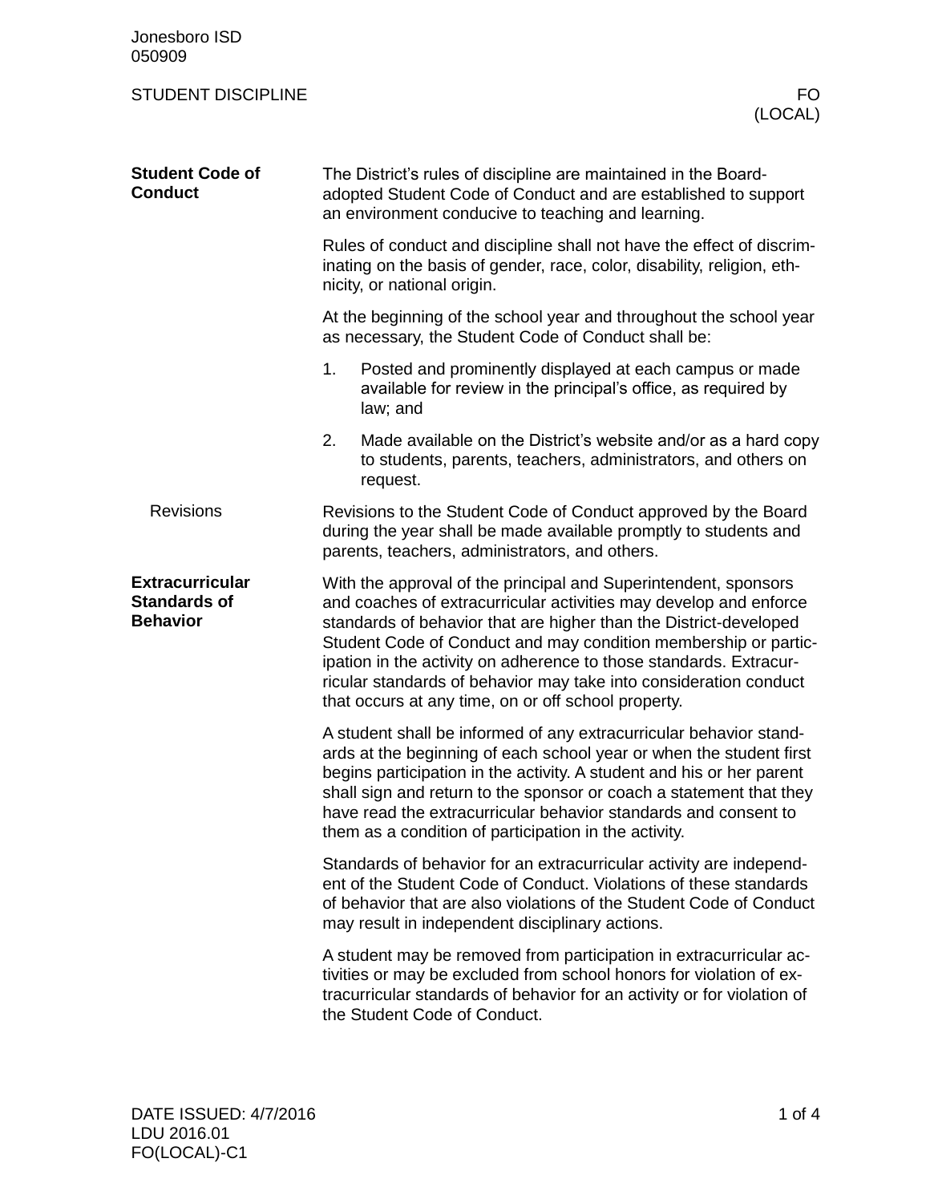# STUDENT DISCIPLINE — FO (LOCAL)

## Student Code of Conduct

The District's rules of discipline are maintained in the Board-adopted Student Code of Conduct and are established to support an environment conducive to teaching and learning.

Rules of conduct and discipline shall not have the effect of discriminating on the basis of gender, race, color, disability, religion, ethnicity, or national origin.

At the beginning of the school year and throughout the school year as necessary, the Student Code of Conduct shall be:

1. Posted and prominently displayed at each campus or made available for review in the principal's office, as required by law; and
2. Made available on the District's website and/or as a hard copy to students, parents, teachers, administrators, and others on request.

### Revisions

Revisions to the Student Code of Conduct approved by the Board during the year shall be made available promptly to students and parents, teachers, administrators, and others.

## Extracurricular Standards of Behavior

With the approval of the principal and Superintendent, sponsors and coaches of extracurricular activities may develop and enforce standards of behavior that are higher than the District-developed Student Code of Conduct and may condition membership or participation in the activity on adherence to those standards. Extracurricular standards of behavior may take into consideration conduct that occurs at any time, on or off school property.

A student shall be informed of any extracurricular behavior standards at the beginning of each school year or when the student first begins participation in the activity. A student and his or her parent shall sign and return to the sponsor or coach a statement that they have read the extracurricular behavior standards and consent to them as a condition of participation in the activity.

Standards of behavior for an extracurricular activity are independent of the Student Code of Conduct. Violations of these standards of behavior that are also violations of the Student Code of Conduct may result in independent disciplinary actions.

A student may be removed from participation in extracurricular activities or may be excluded from school honors for violation of extracurricular standards of behavior for an activity or for violation of the Student Code of Conduct.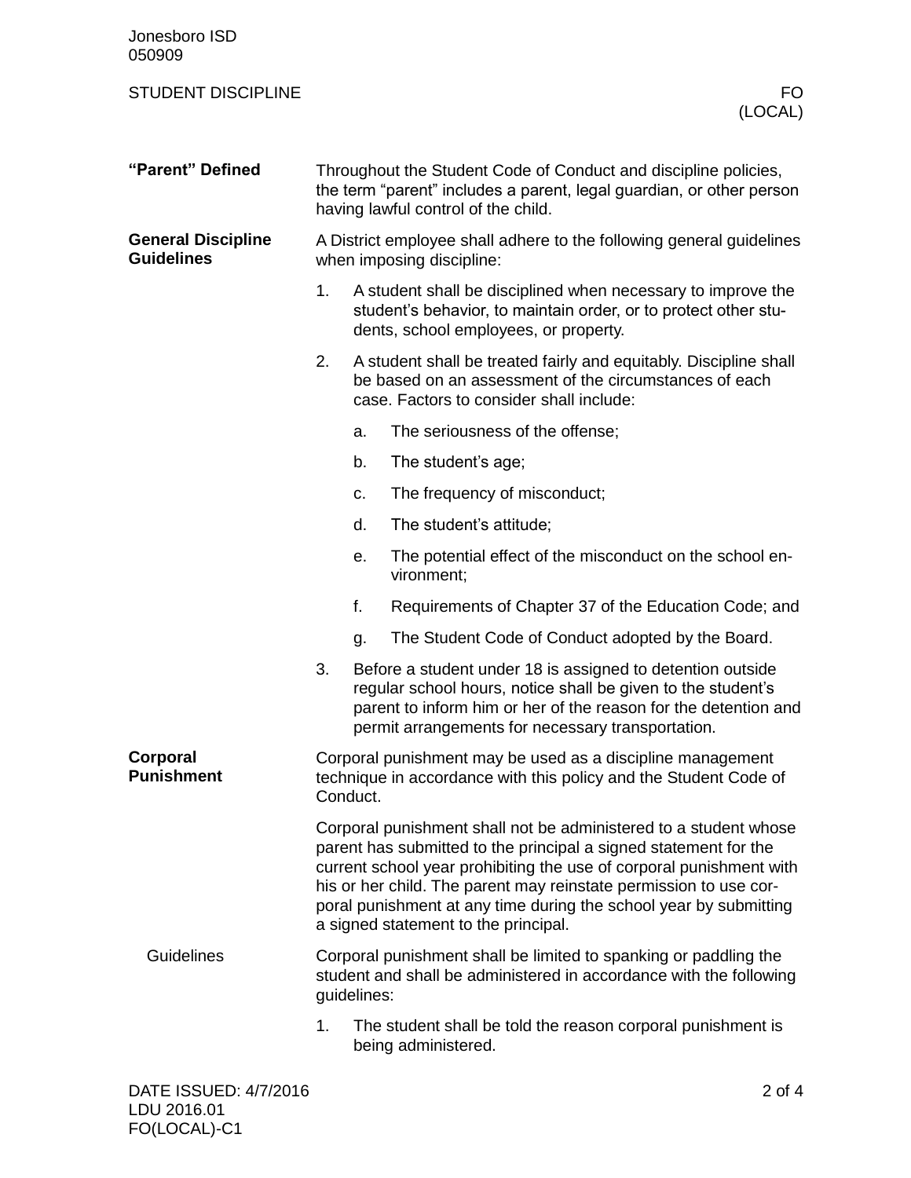**"Parent" Defined**

Throughout the Student Code of Conduct and discipline policies, the term "parent" includes a parent, legal guardian, or other person having lawful control of the child.

**General Discipline Guidelines**

A District employee shall adhere to the following general guidelines when imposing discipline:

1. A student shall be disciplined when necessary to improve the student's behavior, to maintain order, or to protect other students, school employees, or property.
2. A student shall be treated fairly and equitably. Discipline shall be based on an assessment of the circumstances of each case. Factors to consider shall include:
    a. The seriousness of the offense;
    b. The student's age;
    c. The frequency of misconduct;
    d. The student's attitude;
    e. The potential effect of the misconduct on the school environment;
    f. Requirements of Chapter 37 of the Education Code; and
    g. The Student Code of Conduct adopted by the Board.
3. Before a student under 18 is assigned to detention outside regular school hours, notice shall be given to the student's parent to inform him or her of the reason for the detention and permit arrangements for necessary transportation.

**Corporal Punishment**

Corporal punishment may be used as a discipline management technique in accordance with this policy and the Student Code of Conduct.

Corporal punishment shall not be administered to a student whose parent has submitted to the principal a signed statement for the current school year prohibiting the use of corporal punishment with his or her child. The parent may reinstate permission to use corporal punishment at any time during the school year by submitting a signed statement to the principal.

Guidelines

Corporal punishment shall be limited to spanking or paddling the student and shall be administered in accordance with the following guidelines:

1. The student shall be told the reason corporal punishment is being administered.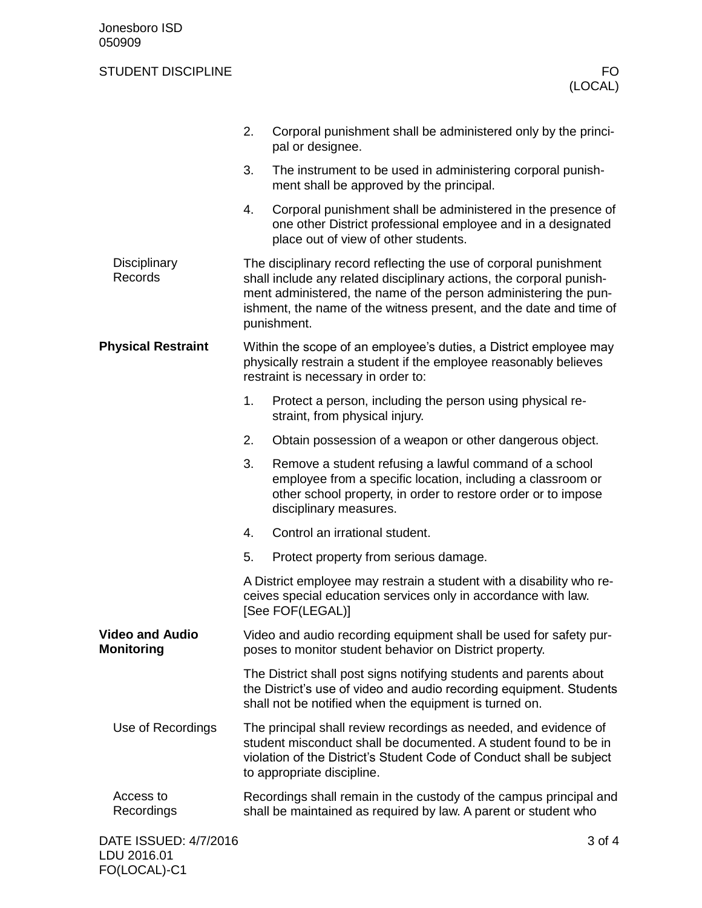2. Corporal punishment shall be administered only by the principal or designee.
3. The instrument to be used in administering corporal punishment shall be approved by the principal.
4. Corporal punishment shall be administered in the presence of one other District professional employee and in a designated place out of view of other students.

### Disciplinary Records

The disciplinary record reflecting the use of corporal punishment shall include any related disciplinary actions, the corporal punishment administered, the name of the person administering the punishment, the name of the witness present, and the date and time of punishment.

## Physical Restraint

Within the scope of an employee's duties, a District employee may physically restrain a student if the employee reasonably believes restraint is necessary in order to:

1. Protect a person, including the person using physical restraint, from physical injury.
2. Obtain possession of a weapon or other dangerous object.
3. Remove a student refusing a lawful command of a school employee from a specific location, including a classroom or other school property, in order to restore order or to impose disciplinary measures.
4. Control an irrational student.
5. Protect property from serious damage.

A District employee may restrain a student with a disability who receives special education services only in accordance with law. [See FOF(LEGAL)]

## Video and Audio Monitoring

Video and audio recording equipment shall be used for safety purposes to monitor student behavior on District property.

The District shall post signs notifying students and parents about the District's use of video and audio recording equipment. Students shall not be notified when the equipment is turned on.

### Use of Recordings

The principal shall review recordings as needed, and evidence of student misconduct shall be documented. A student found to be in violation of the District's Student Code of Conduct shall be subject to appropriate discipline.

### Access to Recordings

Recordings shall remain in the custody of the campus principal and shall be maintained as required by law. A parent or student who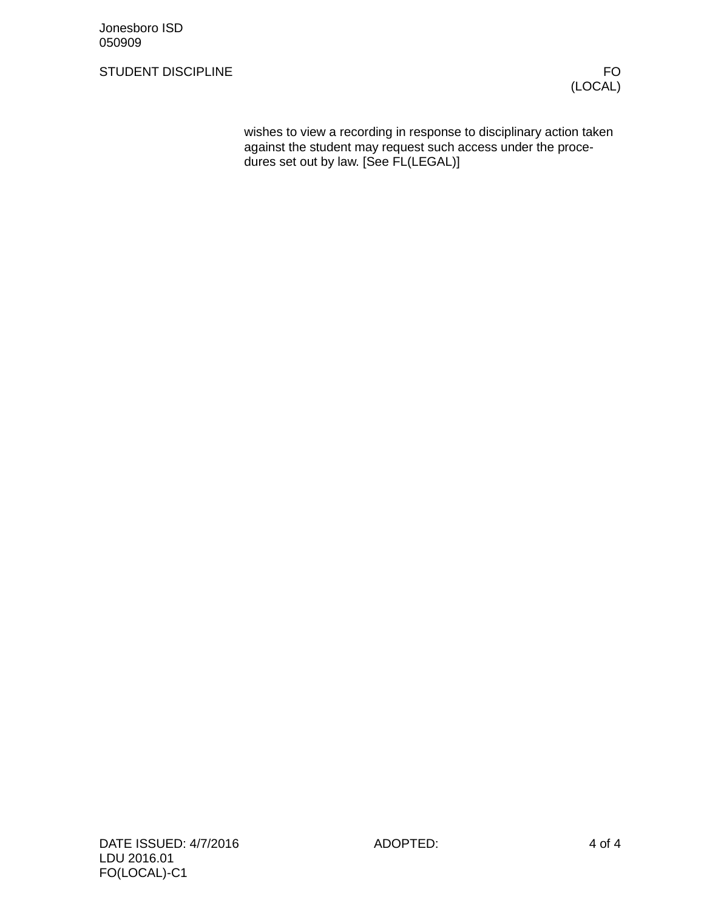wishes to view a recording in response to disciplinary action taken against the student may request such access under the procedures set out by law. [See FL(LEGAL)]